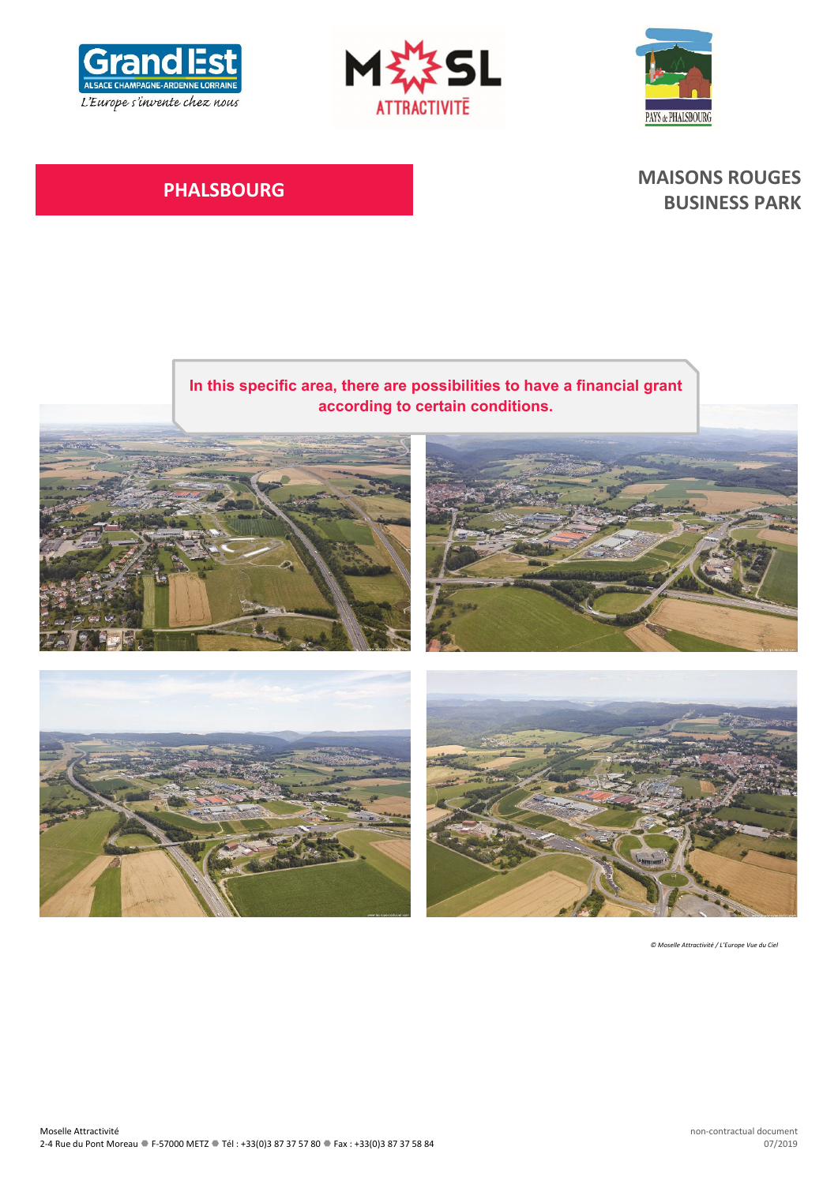# PHALSBOURG

## MAISONS ROUGES BUSINESS PARK

**In this specific area, there are possibilities to have a financial grant according to certain conditions.**

*© Moselle Attractivité / L'Europe Vue du Ciel*

Moselle Attractivité
2-4 Rue du Pont Moreau ● F-57000 METZ ● Tél : +33(0)3 87 37 57 80 ● Fax : +33(0)3 87 37 58 84

non-contractual document
07/2019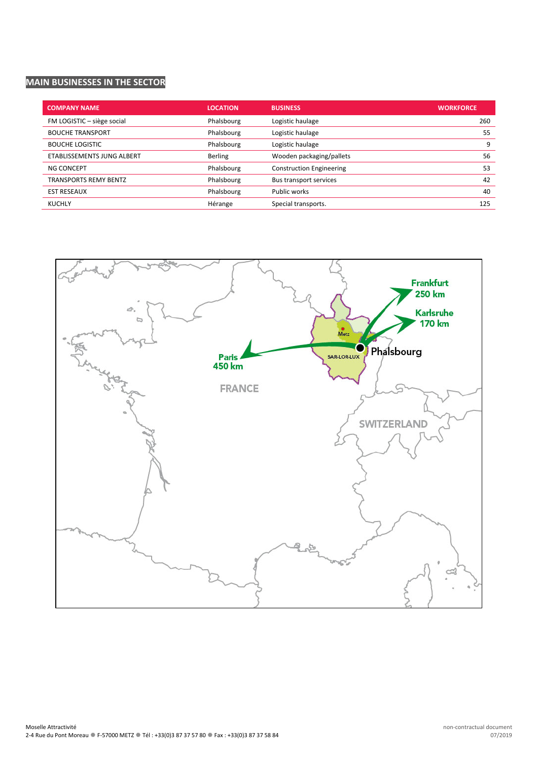## MAIN BUSINESSES IN THE SECTOR

| COMPANY NAME | LOCATION | BUSINESS | WORKFORCE |
|---|---|---|---|
| FM LOGISTIC – siège social | Phalsbourg | Logistic haulage | 260 |
| BOUCHE TRANSPORT | Phalsbourg | Logistic haulage | 55 |
| BOUCHE LOGISTIC | Phalsbourg | Logistic haulage | 9 |
| ETABLISSEMENTS JUNG ALBERT | Berling | Wooden packaging/pallets | 56 |
| NG CONCEPT | Phalsbourg | Construction Engineering | 53 |
| TRANSPORTS REMY BENTZ | Phalsbourg | Bus transport services | 42 |
| EST RESEAUX | Phalsbourg | Public works | 40 |
| KUCHLY | Hérange | Special transports. | 125 |

Frankfurt 250 km

Karlsruhe 170 km

Paris 450 km

Phalsbourg

Metz

SAR-LOR-LUX

FRANCE

SWITZERLAND

Moselle Attractivité
2-4 Rue du Pont Moreau ● F-57000 METZ ● Tél : +33(0)3 87 37 57 80 ● Fax : +33(0)3 87 37 58 84

non-contractual document
07/2019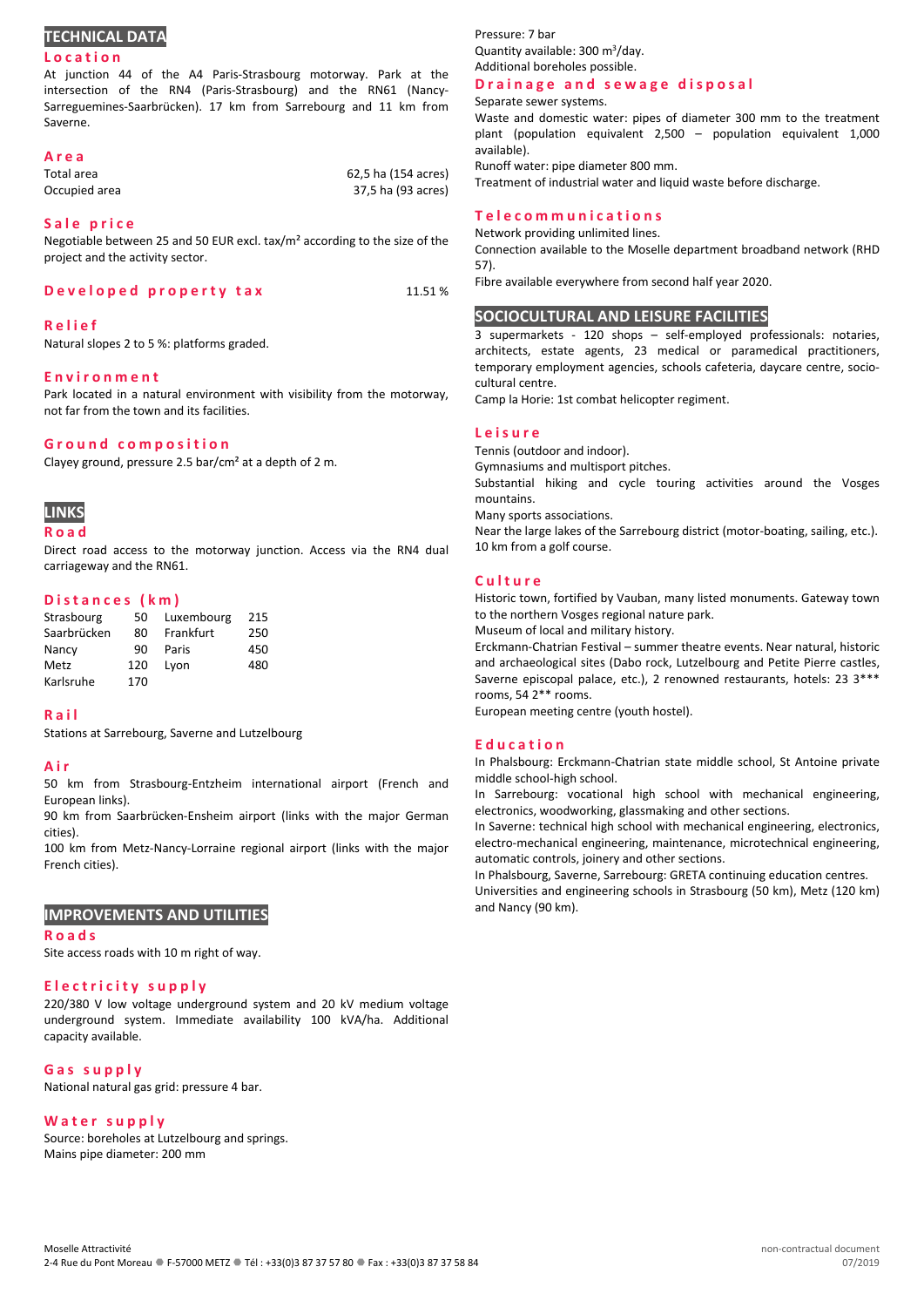## TECHNICAL DATA

### Location

At junction 44 of the A4 Paris-Strasbourg motorway. Park at the intersection of the RN4 (Paris-Strasbourg) and the RN61 (Nancy-Sarreguemines-Saarbrücken). 17 km from Sarrebourg and 11 km from Saverne.

### Area

| | |
|---|---|
| Total area | 62,5 ha (154 acres) |
| Occupied area | 37,5 ha (93 acres) |

### Sale price

Negotiable between 25 and 50 EUR excl. tax/m² according to the size of the project and the activity sector.

### Developed property tax

11.51 %

### Relief

Natural slopes 2 to 5 %: platforms graded.

### Environment

Park located in a natural environment with visibility from the motorway, not far from the town and its facilities.

### Ground composition

Clayey ground, pressure 2.5 bar/cm² at a depth of 2 m.

## LINKS

### Road

Direct road access to the motorway junction. Access via the RN4 dual carriageway and the RN61.

### Distances (km)

| | | | |
|---|---|---|---|
| Strasbourg | 50 | Luxembourg | 215 |
| Saarbrücken | 80 | Frankfurt | 250 |
| Nancy | 90 | Paris | 450 |
| Metz | 120 | Lyon | 480 |
| Karlsruhe | 170 | | |

### Rail

Stations at Sarrebourg, Saverne and Lutzelbourg

### Air

50 km from Strasbourg-Entzheim international airport (French and European links).

90 km from Saarbrücken-Ensheim airport (links with the major German cities).

100 km from Metz-Nancy-Lorraine regional airport (links with the major French cities).

## IMPROVEMENTS AND UTILITIES

### Roads

Site access roads with 10 m right of way.

### Electricity supply

220/380 V low voltage underground system and 20 kV medium voltage underground system. Immediate availability 100 kVA/ha. Additional capacity available.

### Gas supply

National natural gas grid: pressure 4 bar.

### Water supply

Source: boreholes at Lutzelbourg and springs.
Mains pipe diameter: 200 mm
Pressure: 7 bar
Quantity available: 300 m³/day.
Additional boreholes possible.

### Drainage and sewage disposal

Separate sewer systems.

Waste and domestic water: pipes of diameter 300 mm to the treatment plant (population equivalent 2,500 – population equivalent 1,000 available).

Runoff water: pipe diameter 800 mm.

Treatment of industrial water and liquid waste before discharge.

### Telecommunications

Network providing unlimited lines.

Connection available to the Moselle department broadband network (RHD 57).

Fibre available everywhere from second half year 2020.

## SOCIOCULTURAL AND LEISURE FACILITIES

3 supermarkets - 120 shops – self-employed professionals: notaries, architects, estate agents, 23 medical or paramedical practitioners, temporary employment agencies, schools cafeteria, daycare centre, socio-cultural centre.

Camp la Horie: 1st combat helicopter regiment.

### Leisure

Tennis (outdoor and indoor).

Gymnasiums and multisport pitches.

Substantial hiking and cycle touring activities around the Vosges mountains.

Many sports associations.

Near the large lakes of the Sarrebourg district (motor-boating, sailing, etc.).

10 km from a golf course.

### Culture

Historic town, fortified by Vauban, many listed monuments. Gateway town to the northern Vosges regional nature park.

Museum of local and military history.

Erckmann-Chatrian Festival – summer theatre events. Near natural, historic and archaeological sites (Dabo rock, Lutzelbourg and Petite Pierre castles, Saverne episcopal palace, etc.), 2 renowned restaurants, hotels: 23 3*** rooms, 54 2** rooms.

European meeting centre (youth hostel).

### Education

In Phalsbourg: Erckmann-Chatrian state middle school, St Antoine private middle school-high school.

In Sarrebourg: vocational high school with mechanical engineering, electronics, woodworking, glassmaking and other sections.

In Saverne: technical high school with mechanical engineering, electronics, electro-mechanical engineering, maintenance, microtechnical engineering, automatic controls, joinery and other sections.

In Phalsbourg, Saverne, Sarrebourg: GRETA continuing education centres.

Universities and engineering schools in Strasbourg (50 km), Metz (120 km) and Nancy (90 km).

Moselle Attractivité
2-4 Rue du Pont Moreau ● F-57000 METZ ● Tél : +33(0)3 87 37 57 80 ● Fax : +33(0)3 87 37 58 84

non-contractual document
07/2019